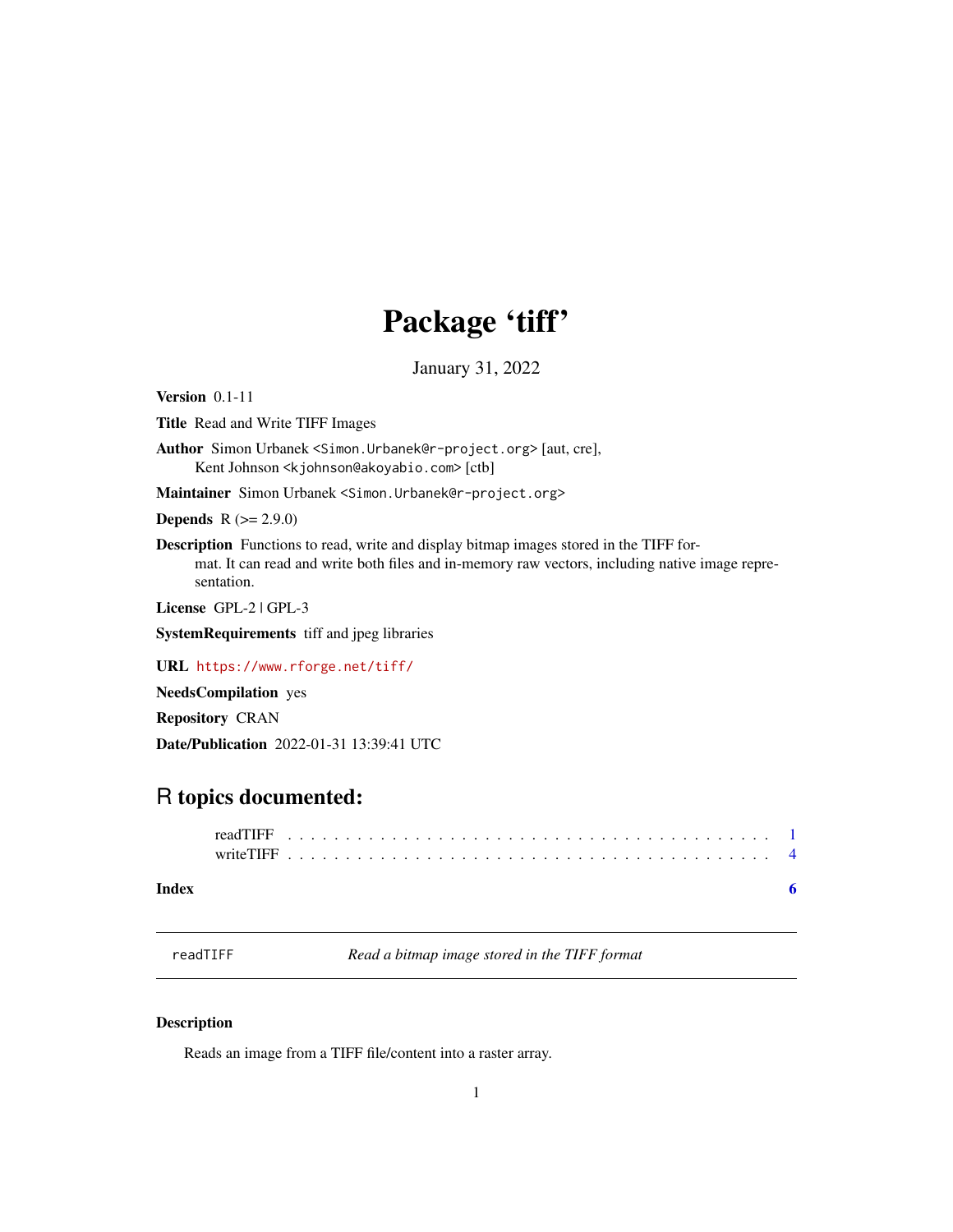# Package 'tiff'

January 31, 2022

**Version** 0.1-11

**Title** Read and Write TIFF Images

**Author** Simon Urbanek <Simon.Urbanek@r-project.org> [aut, cre],
Kent Johnson <kjohnson@akoyabio.com> [ctb]

**Maintainer** Simon Urbanek <Simon.Urbanek@r-project.org>

**Depends** R (>= 2.9.0)

**Description** Functions to read, write and display bitmap images stored in the TIFF format. It can read and write both files and in-memory raw vectors, including native image representation.

**License** GPL-2 | GPL-3

**SystemRequirements** tiff and jpeg libraries

**URL** https://www.rforge.net/tiff/

**NeedsCompilation** yes

**Repository** CRAN

**Date/Publication** 2022-01-31 13:39:41 UTC

## R topics documented:

- readTIFF . . . . . . . . . . . . . . . . . . . . . . . . . . . . . . . . . . . . . . . . . 1
- writeTIFF . . . . . . . . . . . . . . . . . . . . . . . . . . . . . . . . . . . . . . . . 4

**Index** **6**

---

`readTIFF` *Read a bitmap image stored in the TIFF format*

---

### Description

Reads an image from a TIFF file/content into a raster array.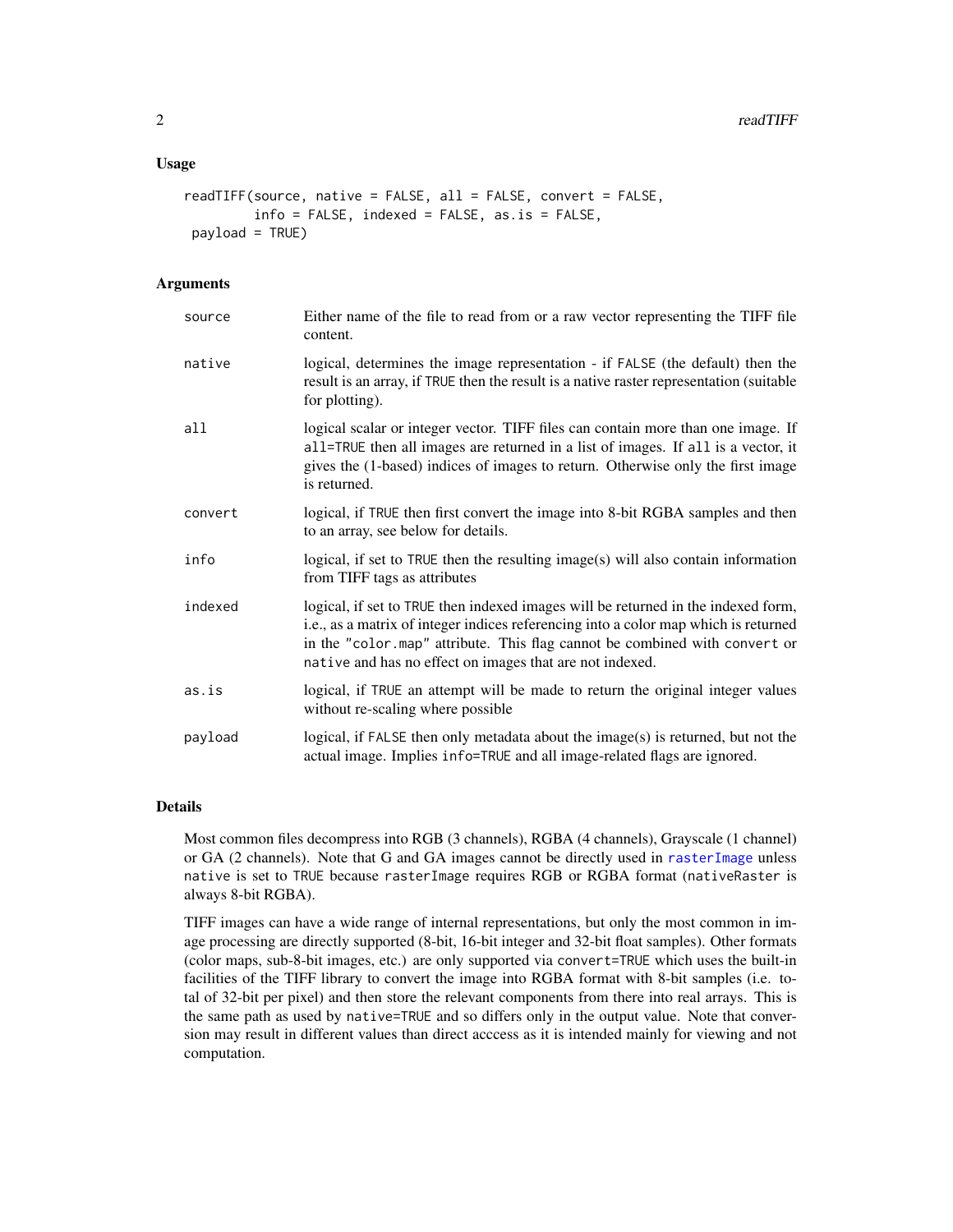## Usage

```
readTIFF(source, native = FALSE, all = FALSE, convert = FALSE,
         info = FALSE, indexed = FALSE, as.is = FALSE,
 payload = TRUE)
```

## Arguments

| | |
|---|---|
| `source` | Either name of the file to read from or a raw vector representing the TIFF file content. |
| `native` | logical, determines the image representation - if `FALSE` (the default) then the result is an array, if `TRUE` then the result is a native raster representation (suitable for plotting). |
| `all` | logical scalar or integer vector. TIFF files can contain more than one image. If `all=TRUE` then all images are returned in a list of images. If `all` is a vector, it gives the (1-based) indices of images to return. Otherwise only the first image is returned. |
| `convert` | logical, if `TRUE` then first convert the image into 8-bit RGBA samples and then to an array, see below for details. |
| `info` | logical, if set to `TRUE` then the resulting image(s) will also contain information from TIFF tags as attributes |
| `indexed` | logical, if set to `TRUE` then indexed images will be returned in the indexed form, i.e., as a matrix of integer indices referencing into a color map which is returned in the `"color.map"` attribute. This flag cannot be combined with `convert` or `native` and has no effect on images that are not indexed. |
| `as.is` | logical, if `TRUE` an attempt will be made to return the original integer values without re-scaling where possible |
| `payload` | logical, if `FALSE` then only metadata about the image(s) is returned, but not the actual image. Implies `info=TRUE` and all image-related flags are ignored. |

## Details

Most common files decompress into RGB (3 channels), RGBA (4 channels), Grayscale (1 channel) or GA (2 channels). Note that G and GA images cannot be directly used in `rasterImage` unless `native` is set to `TRUE` because `rasterImage` requires RGB or RGBA format (`nativeRaster` is always 8-bit RGBA).

TIFF images can have a wide range of internal representations, but only the most common in image processing are directly supported (8-bit, 16-bit integer and 32-bit float samples). Other formats (color maps, sub-8-bit images, etc.) are only supported via `convert=TRUE` which uses the built-in facilities of the TIFF library to convert the image into RGBA format with 8-bit samples (i.e. total of 32-bit per pixel) and then store the relevant components from there into real arrays. This is the same path as used by `native=TRUE` and so differs only in the output value. Note that conversion may result in different values than direct acccess as it is intended mainly for viewing and not computation.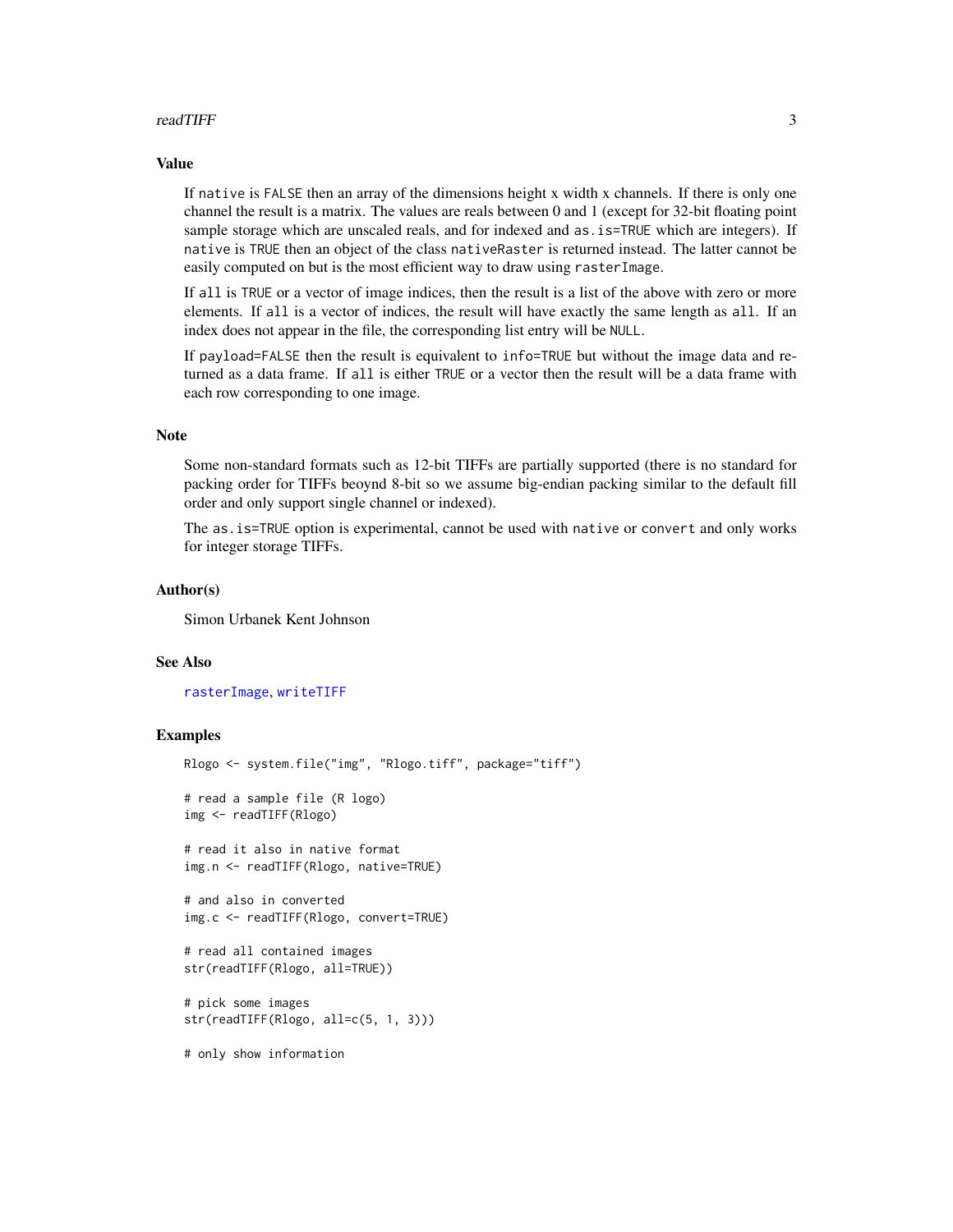## Value

If `native` is `FALSE` then an array of the dimensions height x width x channels. If there is only one channel the result is a matrix. The values are reals between 0 and 1 (except for 32-bit floating point sample storage which are unscaled reals, and for indexed and `as.is=TRUE` which are integers). If `native` is `TRUE` then an object of the class `nativeRaster` is returned instead. The latter cannot be easily computed on but is the most efficient way to draw using `rasterImage`.

If `all` is `TRUE` or a vector of image indices, then the result is a list of the above with zero or more elements. If `all` is a vector of indices, the result will have exactly the same length as `all`. If an index does not appear in the file, the corresponding list entry will be `NULL`.

If `payload=FALSE` then the result is equivalent to `info=TRUE` but without the image data and returned as a data frame. If `all` is either `TRUE` or a vector then the result will be a data frame with each row corresponding to one image.

## Note

Some non-standard formats such as 12-bit TIFFs are partially supported (there is no standard for packing order for TIFFs beoynd 8-bit so we assume big-endian packing similar to the default fill order and only support single channel or indexed).

The `as.is=TRUE` option is experimental, cannot be used with `native` or `convert` and only works for integer storage TIFFs.

## Author(s)

Simon Urbanek Kent Johnson

## See Also

`rasterImage`, `writeTIFF`

## Examples

```
Rlogo <- system.file("img", "Rlogo.tiff", package="tiff")

# read a sample file (R logo)
img <- readTIFF(Rlogo)

# read it also in native format
img.n <- readTIFF(Rlogo, native=TRUE)

# and also in converted
img.c <- readTIFF(Rlogo, convert=TRUE)

# read all contained images
str(readTIFF(Rlogo, all=TRUE))

# pick some images
str(readTIFF(Rlogo, all=c(5, 1, 3)))

# only show information
```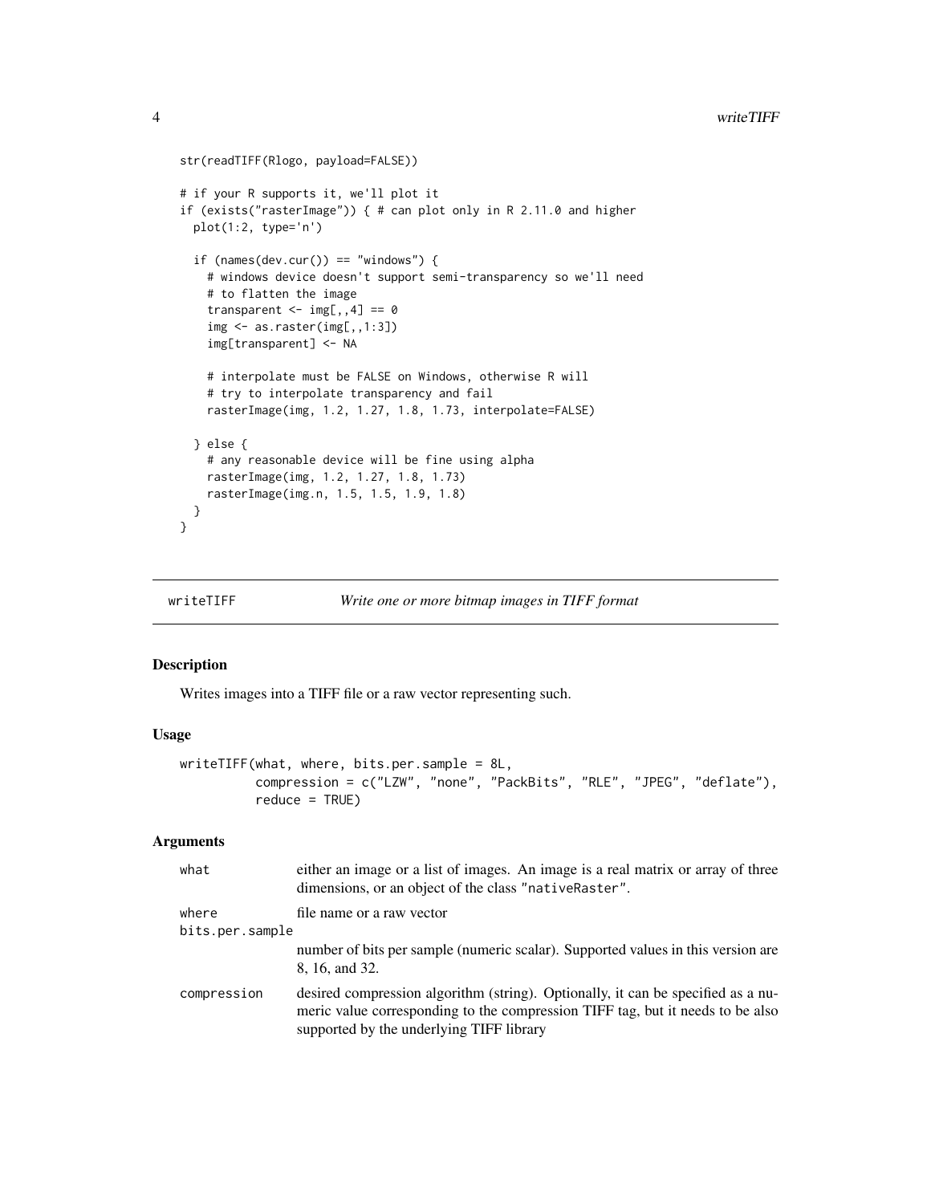```
str(readTIFF(Rlogo, payload=FALSE))

# if your R supports it, we'll plot it
if (exists("rasterImage")) { # can plot only in R 2.11.0 and higher
  plot(1:2, type='n')

  if (names(dev.cur()) == "windows") {
    # windows device doesn't support semi-transparency so we'll need
    # to flatten the image
    transparent <- img[,,4] == 0
    img <- as.raster(img[,,1:3])
    img[transparent] <- NA

    # interpolate must be FALSE on Windows, otherwise R will
    # try to interpolate transparency and fail
    rasterImage(img, 1.2, 1.27, 1.8, 1.73, interpolate=FALSE)

  } else {
    # any reasonable device will be fine using alpha
    rasterImage(img, 1.2, 1.27, 1.8, 1.73)
    rasterImage(img.n, 1.5, 1.5, 1.9, 1.8)
  }
}
```

---

## writeTIFF — *Write one or more bitmap images in TIFF format*

### Description

Writes images into a TIFF file or a raw vector representing such.

### Usage

```
writeTIFF(what, where, bits.per.sample = 8L,
          compression = c("LZW", "none", "PackBits", "RLE", "JPEG", "deflate"),
          reduce = TRUE)
```

### Arguments

| | |
|---|---|
| `what` | either an image or a list of images. An image is a real matrix or array of three dimensions, or an object of the class "`nativeRaster`". |
| `where` | file name or a raw vector |
| `bits.per.sample` | number of bits per sample (numeric scalar). Supported values in this version are 8, 16, and 32. |
| `compression` | desired compression algorithm (string). Optionally, it can be specified as a numeric value corresponding to the compression TIFF tag, but it needs to be also supported by the underlying TIFF library |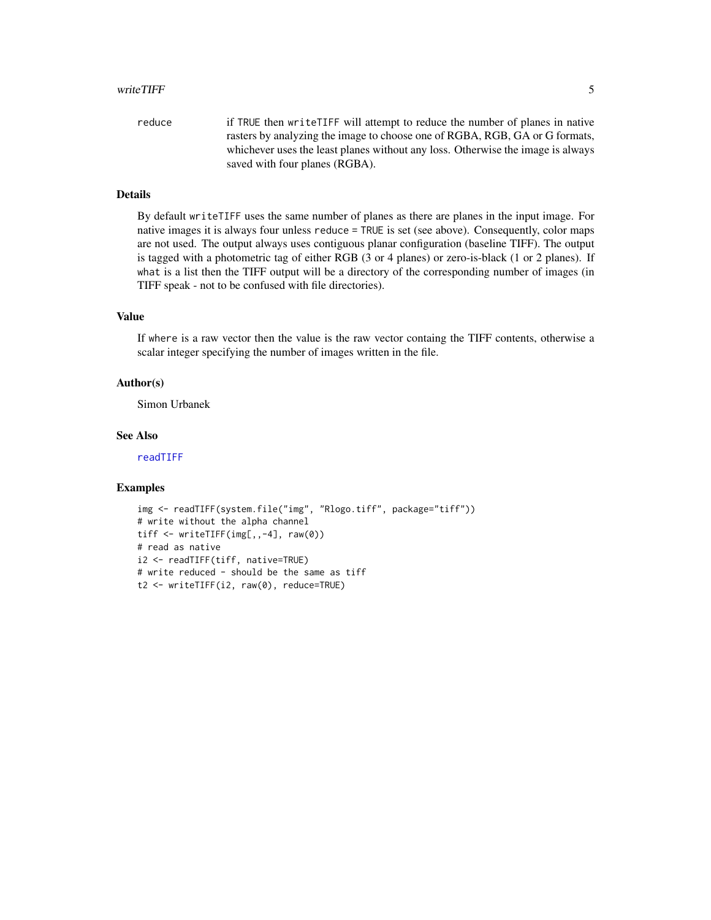reduce	if `TRUE` then `writeTIFF` will attempt to reduce the number of planes in native rasters by analyzing the image to choose one of RGBA, RGB, GA or G formats, whichever uses the least planes without any loss. Otherwise the image is always saved with four planes (RGBA).

## Details

By default `writeTIFF` uses the same number of planes as there are planes in the input image. For native images it is always four unless `reduce = TRUE` is set (see above). Consequently, color maps are not used. The output always uses contiguous planar configuration (baseline TIFF). The output is tagged with a photometric tag of either RGB (3 or 4 planes) or zero-is-black (1 or 2 planes). If `what` is a list then the TIFF output will be a directory of the corresponding number of images (in TIFF speak - not to be confused with file directories).

## Value

If `where` is a raw vector then the value is the raw vector containg the TIFF contents, otherwise a scalar integer specifying the number of images written in the file.

## Author(s)

Simon Urbanek

## See Also

`readTIFF`

## Examples

```
img <- readTIFF(system.file("img", "Rlogo.tiff", package="tiff"))
# write without the alpha channel
tiff <- writeTIFF(img[,,-4], raw(0))
# read as native
i2 <- readTIFF(tiff, native=TRUE)
# write reduced - should be the same as tiff
t2 <- writeTIFF(i2, raw(0), reduce=TRUE)
```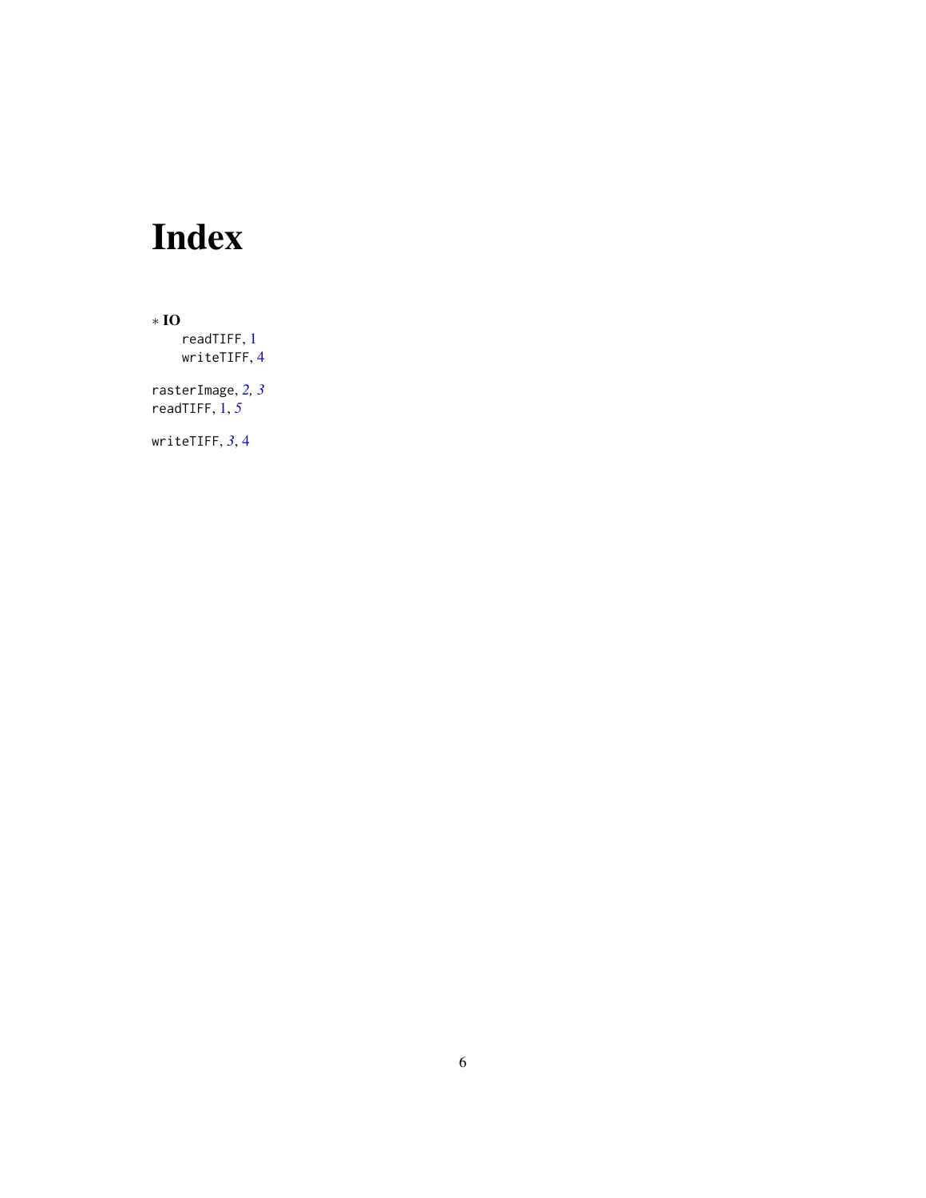# Index

∗ **IO**
  readTIFF, 1
  writeTIFF, 4

rasterImage, *2, 3*
readTIFF, 1, *5*

writeTIFF, *3*, 4